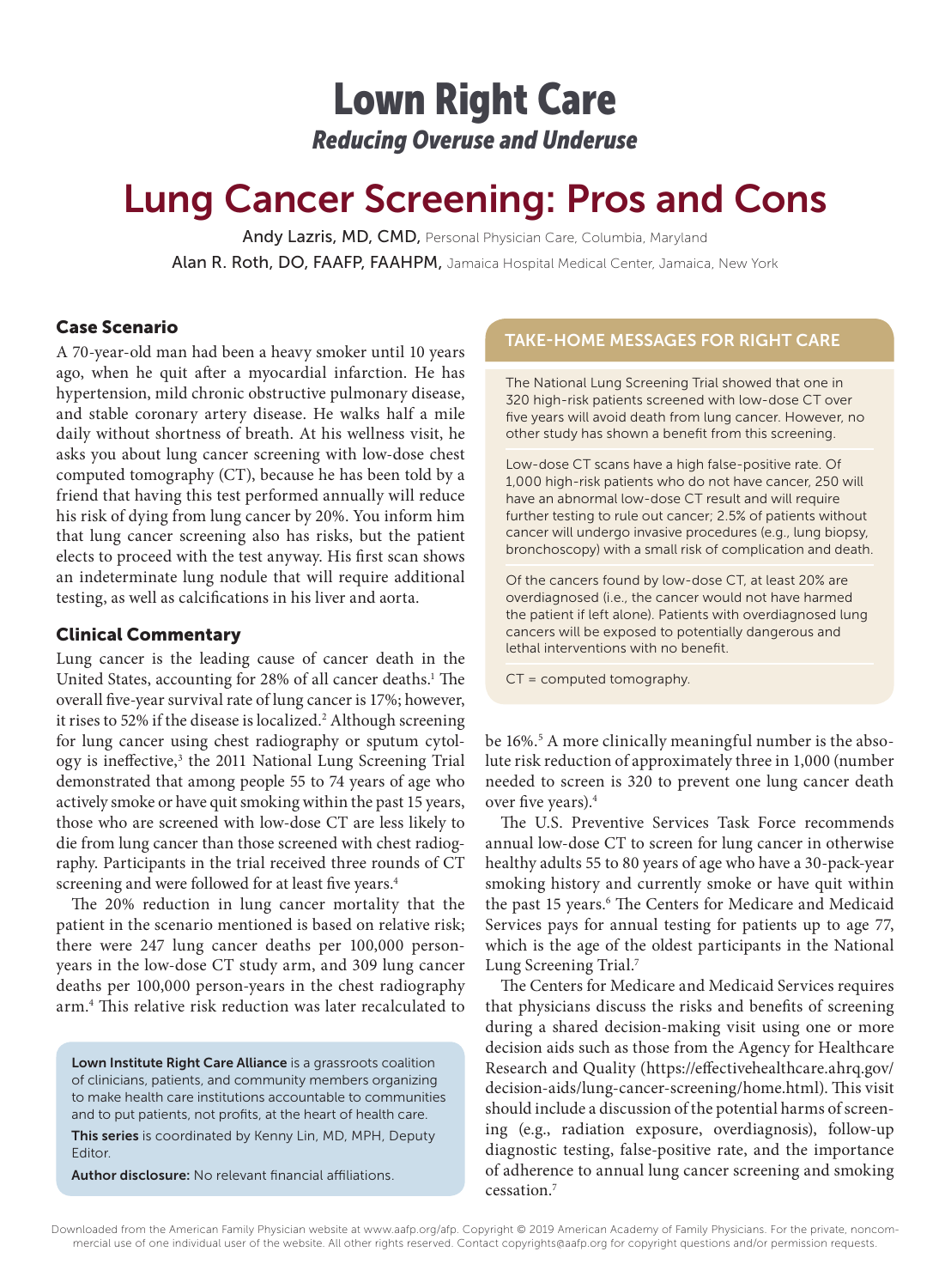# Lown Right Care

*Reducing Overuse and Underuse*

# Lung Cancer Screening: Pros and Cons

Andy Lazris, MD, CMD, Personal Physician Care, Columbia, Maryland

Alan R. Roth, DO, FAAFP, FAAHPM, Jamaica Hospital Medical Center, Jamaica, New York

## Case Scenario

A 70-year-old man had been a heavy smoker until 10 years ago, when he quit after a myocardial infarction. He has hypertension, mild chronic obstructive pulmonary disease, and stable coronary artery disease. He walks half a mile daily without shortness of breath. At his wellness visit, he asks you about lung cancer screening with low-dose chest computed tomography (CT), because he has been told by a friend that having this test performed annually will reduce his risk of dying from lung cancer by 20%. You inform him that lung cancer screening also has risks, but the patient elects to proceed with the test anyway. His first scan shows an indeterminate lung nodule that will require additional testing, as well as calcifications in his liver and aorta.

## Clinical Commentary

Lung cancer is the leading cause of cancer death in the United States, accounting for 28% of all cancer deaths.[1] The overall five-year survival rate of lung cancer is 17%; however, it rises to 52% if the disease is localized.[2] Although screening for lung cancer using chest radiography or sputum cytology is ineffective,[3] the 2011 National Lung Screening Trial demonstrated that among people 55 to 74 years of age who actively smoke or have quit smoking within the past 15 years, those who are screened with low-dose CT are less likely to die from lung cancer than those screened with chest radiography. Participants in the trial received three rounds of CT screening and were followed for at least five years.[4]

The 20% reduction in lung cancer mortality that the patient in the scenario mentioned is based on relative risk; there were 247 lung cancer deaths per 100,000 person-years in the low-dose CT study arm, and 309 lung cancer deaths per 100,000 person-years in the chest radiography arm.[4] This relative risk reduction was later recalculated to be 16%.[5] A more clinically meaningful number is the absolute risk reduction of approximately three in 1,000 (number needed to screen is 320 to prevent one lung cancer death over five years).[4]

The U.S. Preventive Services Task Force recommends annual low-dose CT to screen for lung cancer in otherwise healthy adults 55 to 80 years of age who have a 30-pack-year smoking history and currently smoke or have quit within the past 15 years.[6] The Centers for Medicare and Medicaid Services pays for annual testing for patients up to age 77, which is the age of the oldest participants in the National Lung Screening Trial.[7]

The Centers for Medicare and Medicaid Services requires that physicians discuss the risks and benefits of screening during a shared decision-making visit using one or more decision aids such as those from the Agency for Healthcare Research and Quality (https://effectivehealthcare.ahrq.gov/decision-aids/lung-cancer-screening/home.html). This visit should include a discussion of the potential harms of screening (e.g., radiation exposure, overdiagnosis), follow-up diagnostic testing, false-positive rate, and the importance of adherence to annual lung cancer screening and smoking cessation.[7]

### TAKE-HOME MESSAGES FOR RIGHT CARE

The National Lung Screening Trial showed that one in 320 high-risk patients screened with low-dose CT over five years will avoid death from lung cancer. However, no other study has shown a benefit from this screening.

Low-dose CT scans have a high false-positive rate. Of 1,000 high-risk patients who do not have cancer, 250 will have an abnormal low-dose CT result and will require further testing to rule out cancer; 2.5% of patients without cancer will undergo invasive procedures (e.g., lung biopsy, bronchoscopy) with a small risk of complication and death.

Of the cancers found by low-dose CT, at least 20% are overdiagnosed (i.e., the cancer would not have harmed the patient if left alone). Patients with overdiagnosed lung cancers will be exposed to potentially dangerous and lethal interventions with no benefit.

CT = computed tomography.

---

**Lown Institute Right Care Alliance** is a grassroots coalition of clinicians, patients, and community members organizing to make health care institutions accountable to communities and to put patients, not profits, at the heart of health care.

**This series** is coordinated by Kenny Lin, MD, MPH, Deputy Editor.

**Author disclosure:** No relevant financial affiliations.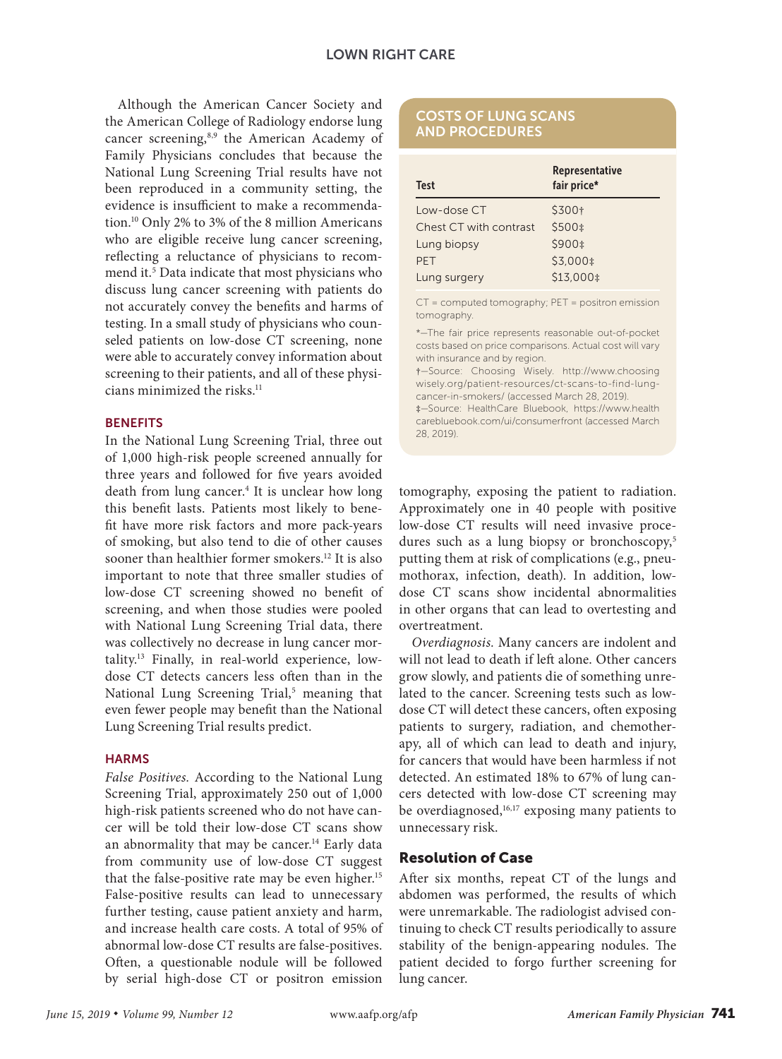Although the American Cancer Society and the American College of Radiology endorse lung cancer screening,[8,9] the American Academy of Family Physicians concludes that because the National Lung Screening Trial results have not been reproduced in a community setting, the evidence is insufficient to make a recommendation.[10] Only 2% to 3% of the 8 million Americans who are eligible receive lung cancer screening, reflecting a reluctance of physicians to recommend it.[5] Data indicate that most physicians who discuss lung cancer screening with patients do not accurately convey the benefits and harms of testing. In a small study of physicians who counseled patients on low-dose CT screening, none were able to accurately convey information about screening to their patients, and all of these physicians minimized the risks.[11]

### BENEFITS

In the National Lung Screening Trial, three out of 1,000 high-risk people screened annually for three years and followed for five years avoided death from lung cancer.[4] It is unclear how long this benefit lasts. Patients most likely to benefit have more risk factors and more pack-years of smoking, but also tend to die of other causes sooner than healthier former smokers.[12] It is also important to note that three smaller studies of low-dose CT screening showed no benefit of screening, and when those studies were pooled with National Lung Screening Trial data, there was collectively no decrease in lung cancer mortality.[13] Finally, in real-world experience, low-dose CT detects cancers less often than in the National Lung Screening Trial,[5] meaning that even fewer people may benefit than the National Lung Screening Trial results predict.

### HARMS

*False Positives.* According to the National Lung Screening Trial, approximately 250 out of 1,000 high-risk patients screened who do not have cancer will be told their low-dose CT scans show an abnormality that may be cancer.[14] Early data from community use of low-dose CT suggest that the false-positive rate may be even higher.[15] False-positive results can lead to unnecessary further testing, cause patient anxiety and harm, and increase health care costs. A total of 95% of abnormal low-dose CT results are false-positives. Often, a questionable nodule will be followed by serial high-dose CT or positron emission tomography, exposing the patient to radiation. Approximately one in 40 people with positive low-dose CT results will need invasive procedures such as a lung biopsy or bronchoscopy,[5] putting them at risk of complications (e.g., pneumothorax, infection, death). In addition, low-dose CT scans show incidental abnormalities in other organs that can lead to overtesting and overtreatment.

*Overdiagnosis.* Many cancers are indolent and will not lead to death if left alone. Other cancers grow slowly, and patients die of something unrelated to the cancer. Screening tests such as low-dose CT will detect these cancers, often exposing patients to surgery, radiation, and chemotherapy, all of which can lead to death and injury, for cancers that would have been harmless if not detected. An estimated 18% to 67% of lung cancers detected with low-dose CT screening may be overdiagnosed,[16,17] exposing many patients to unnecessary risk.

## COSTS OF LUNG SCANS AND PROCEDURES

| Test | Representative fair price* |
|---|---|
| Low-dose CT | $300† |
| Chest CT with contrast | $500‡ |
| Lung biopsy | $900‡ |
| PET | $3,000‡ |
| Lung surgery | $13,000‡ |

CT = computed tomography; PET = positron emission tomography.

*—The fair price represents reasonable out-of-pocket costs based on price comparisons. Actual cost will vary with insurance and by region.

†—Source: Choosing Wisely. http://www.choosingwisely.org/patient-resources/ct-scans-to-find-lung-cancer-in-smokers/ (accessed March 28, 2019).

‡—Source: HealthCare Bluebook, https://www.healthcarebluebook.com/ui/consumerfront (accessed March 28, 2019).

## Resolution of Case

After six months, repeat CT of the lungs and abdomen was performed, the results of which were unremarkable. The radiologist advised continuing to check CT results periodically to assure stability of the benign-appearing nodules. The patient decided to forgo further screening for lung cancer.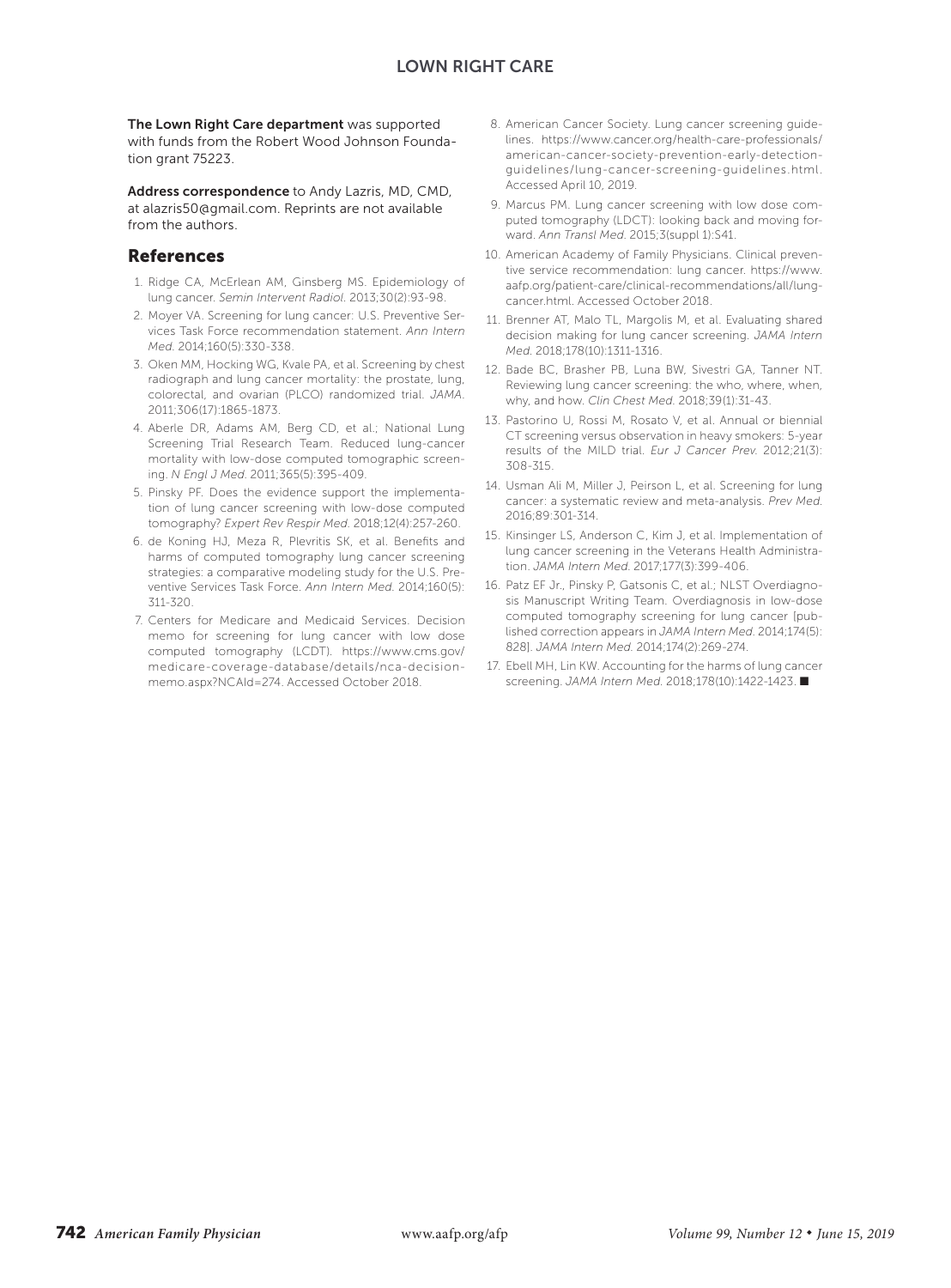**The Lown Right Care department** was supported with funds from the Robert Wood Johnson Foundation grant 75223.

**Address correspondence** to Andy Lazris, MD, CMD, at alazris50@gmail.com. Reprints are not available from the authors.

## References

1. Ridge CA, McErlean AM, Ginsberg MS. Epidemiology of lung cancer. *Semin Intervent Radiol*. 2013;30(2):93-98.
2. Moyer VA. Screening for lung cancer: U.S. Preventive Services Task Force recommendation statement. *Ann Intern Med*. 2014;160(5):330-338.
3. Oken MM, Hocking WG, Kvale PA, et al. Screening by chest radiograph and lung cancer mortality: the prostate, lung, colorectal, and ovarian (PLCO) randomized trial. *JAMA*. 2011;306(17):1865-1873.
4. Aberle DR, Adams AM, Berg CD, et al.; National Lung Screening Trial Research Team. Reduced lung-cancer mortality with low-dose computed tomographic screening. *N Engl J Med*. 2011;365(5):395-409.
5. Pinsky PF. Does the evidence support the implementation of lung cancer screening with low-dose computed tomography? *Expert Rev Respir Med*. 2018;12(4):257-260.
6. de Koning HJ, Meza R, Plevritis SK, et al. Benefits and harms of computed tomography lung cancer screening strategies: a comparative modeling study for the U.S. Preventive Services Task Force. *Ann Intern Med*. 2014;160(5):311-320.
7. Centers for Medicare and Medicaid Services. Decision memo for screening for lung cancer with low dose computed tomography (LCDT). https://www.cms.gov/medicare-coverage-database/details/nca-decision-memo.aspx?NCAId=274. Accessed October 2018.
8. American Cancer Society. Lung cancer screening guidelines. https://www.cancer.org/health-care-professionals/american-cancer-society-prevention-early-detection-guidelines/lung-cancer-screening-guidelines.html. Accessed April 10, 2019.
9. Marcus PM. Lung cancer screening with low dose computed tomography (LDCT): looking back and moving forward. *Ann Transl Med*. 2015;3(suppl 1):S41.
10. American Academy of Family Physicians. Clinical preventive service recommendation: lung cancer. https://www.aafp.org/patient-care/clinical-recommendations/all/lung-cancer.html. Accessed October 2018.
11. Brenner AT, Malo TL, Margolis M, et al. Evaluating shared decision making for lung cancer screening. *JAMA Intern Med*. 2018;178(10):1311-1316.
12. Bade BC, Brasher PB, Luna BW, Sivestri GA, Tanner NT. Reviewing lung cancer screening: the who, where, when, why, and how. *Clin Chest Med*. 2018;39(1):31-43.
13. Pastorino U, Rossi M, Rosato V, et al. Annual or biennial CT screening versus observation in heavy smokers: 5-year results of the MILD trial. *Eur J Cancer Prev*. 2012;21(3):308-315.
14. Usman Ali M, Miller J, Peirson L, et al. Screening for lung cancer: a systematic review and meta-analysis. *Prev Med*. 2016;89:301-314.
15. Kinsinger LS, Anderson C, Kim J, et al. Implementation of lung cancer screening in the Veterans Health Administration. *JAMA Intern Med*. 2017;177(3):399-406.
16. Patz EF Jr., Pinsky P, Gatsonis C, et al.; NLST Overdiagnosis Manuscript Writing Team. Overdiagnosis in low-dose computed tomography screening for lung cancer [published correction appears in *JAMA Intern Med*. 2014;174(5):828]. *JAMA Intern Med*. 2014;174(2):269-274.
17. Ebell MH, Lin KW. Accounting for the harms of lung cancer screening. *JAMA Intern Med*. 2018;178(10):1422-1423. ■